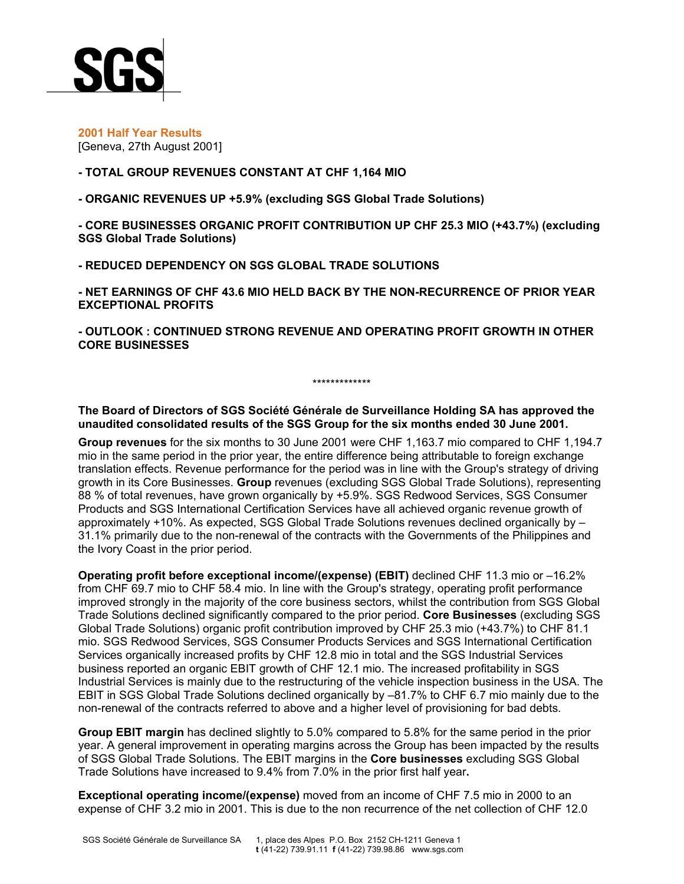SGS

## 2001 Half Year Results

[Geneva, 27th August 2001]

**- TOTAL GROUP REVENUES CONSTANT AT CHF 1,164 MIO**

**- ORGANIC REVENUES UP +5.9% (excluding SGS Global Trade Solutions)**

**- CORE BUSINESSES ORGANIC PROFIT CONTRIBUTION UP CHF 25.3 MIO (+43.7%) (excluding SGS Global Trade Solutions)**

**- REDUCED DEPENDENCY ON SGS GLOBAL TRADE SOLUTIONS**

**- NET EARNINGS OF CHF 43.6 MIO HELD BACK BY THE NON-RECURRENCE OF PRIOR YEAR EXCEPTIONAL PROFITS**

**- OUTLOOK : CONTINUED STRONG REVENUE AND OPERATING PROFIT GROWTH IN OTHER CORE BUSINESSES**

*************

**The Board of Directors of SGS Société Générale de Surveillance Holding SA has approved the unaudited consolidated results of the SGS Group for the six months ended 30 June 2001.**

**Group revenues** for the six months to 30 June 2001 were CHF 1,163.7 mio compared to CHF 1,194.7 mio in the same period in the prior year, the entire difference being attributable to foreign exchange translation effects. Revenue performance for the period was in line with the Group's strategy of driving growth in its Core Businesses. **Group** revenues (excluding SGS Global Trade Solutions), representing 88 % of total revenues, have grown organically by +5.9%. SGS Redwood Services, SGS Consumer Products and SGS International Certification Services have all achieved organic revenue growth of approximately +10%. As expected, SGS Global Trade Solutions revenues declined organically by –31.1% primarily due to the non-renewal of the contracts with the Governments of the Philippines and the Ivory Coast in the prior period.

**Operating profit before exceptional income/(expense) (EBIT)** declined CHF 11.3 mio or –16.2% from CHF 69.7 mio to CHF 58.4 mio. In line with the Group's strategy, operating profit performance improved strongly in the majority of the core business sectors, whilst the contribution from SGS Global Trade Solutions declined significantly compared to the prior period. **Core Businesses** (excluding SGS Global Trade Solutions) organic profit contribution improved by CHF 25.3 mio (+43.7%) to CHF 81.1 mio. SGS Redwood Services, SGS Consumer Products Services and SGS International Certification Services organically increased profits by CHF 12.8 mio in total and the SGS Industrial Services business reported an organic EBIT growth of CHF 12.1 mio. The increased profitability in SGS Industrial Services is mainly due to the restructuring of the vehicle inspection business in the USA. The EBIT in SGS Global Trade Solutions declined organically by –81.7% to CHF 6.7 mio mainly due to the non-renewal of the contracts referred to above and a higher level of provisioning for bad debts.

**Group EBIT margin** has declined slightly to 5.0% compared to 5.8% for the same period in the prior year. A general improvement in operating margins across the Group has been impacted by the results of SGS Global Trade Solutions. The EBIT margins in the **Core businesses** excluding SGS Global Trade Solutions have increased to 9.4% from 7.0% in the prior first half year**.**

**Exceptional operating income/(expense)** moved from an income of CHF 7.5 mio in 2000 to an expense of CHF 3.2 mio in 2001. This is due to the non recurrence of the net collection of CHF 12.0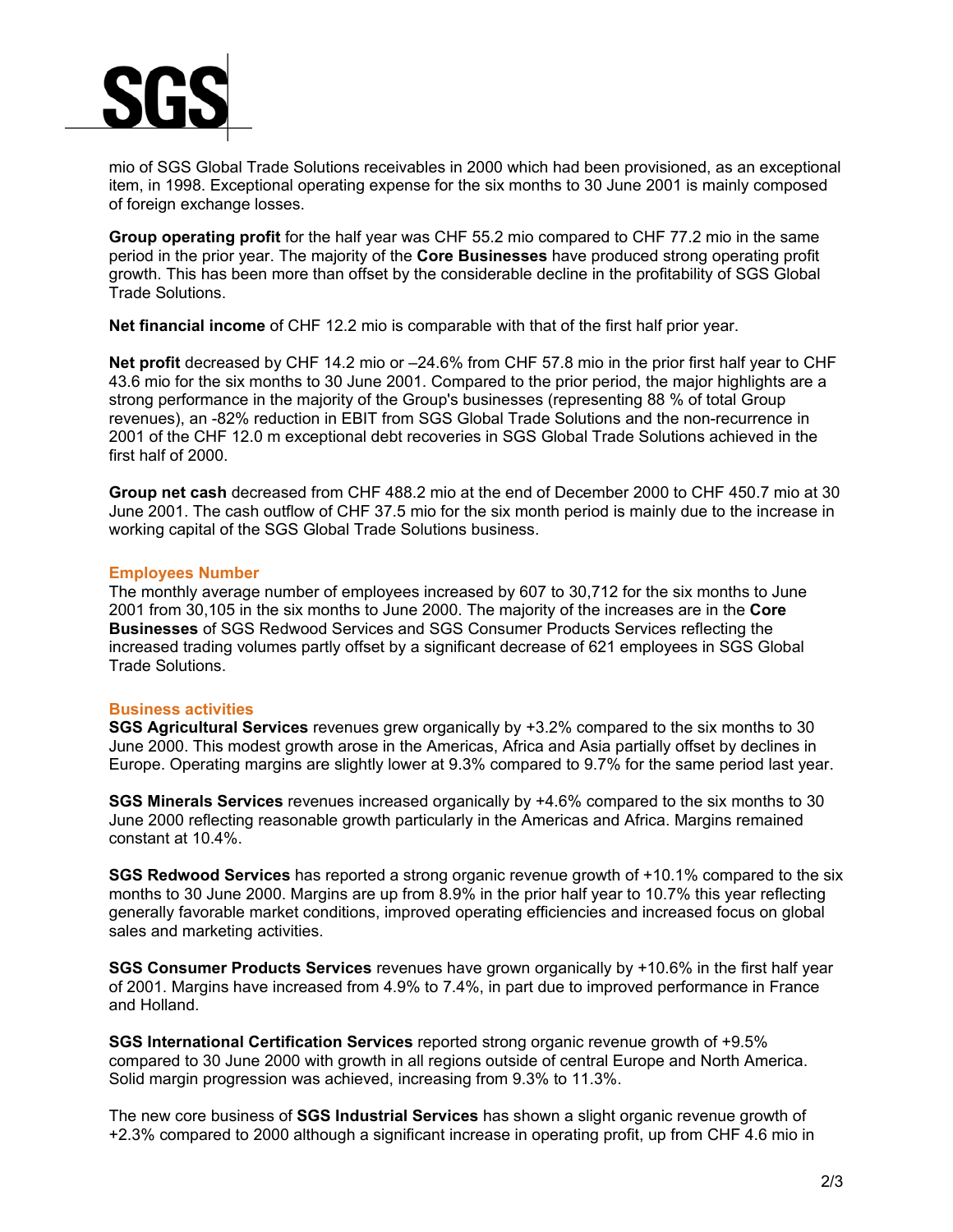mio of SGS Global Trade Solutions receivables in 2000 which had been provisioned, as an exceptional item, in 1998. Exceptional operating expense for the six months to 30 June 2001 is mainly composed of foreign exchange losses.

**Group operating profit** for the half year was CHF 55.2 mio compared to CHF 77.2 mio in the same period in the prior year. The majority of the **Core Businesses** have produced strong operating profit growth. This has been more than offset by the considerable decline in the profitability of SGS Global Trade Solutions.

**Net financial income** of CHF 12.2 mio is comparable with that of the first half prior year.

**Net profit** decreased by CHF 14.2 mio or –24.6% from CHF 57.8 mio in the prior first half year to CHF 43.6 mio for the six months to 30 June 2001. Compared to the prior period, the major highlights are a strong performance in the majority of the Group's businesses (representing 88 % of total Group revenues), an -82% reduction in EBIT from SGS Global Trade Solutions and the non-recurrence in 2001 of the CHF 12.0 m exceptional debt recoveries in SGS Global Trade Solutions achieved in the first half of 2000.

**Group net cash** decreased from CHF 488.2 mio at the end of December 2000 to CHF 450.7 mio at 30 June 2001. The cash outflow of CHF 37.5 mio for the six month period is mainly due to the increase in working capital of the SGS Global Trade Solutions business.

## Employees Number

The monthly average number of employees increased by 607 to 30,712 for the six months to June 2001 from 30,105 in the six months to June 2000. The majority of the increases are in the **Core Businesses** of SGS Redwood Services and SGS Consumer Products Services reflecting the increased trading volumes partly offset by a significant decrease of 621 employees in SGS Global Trade Solutions.

## Business activities

**SGS Agricultural Services** revenues grew organically by +3.2% compared to the six months to 30 June 2000. This modest growth arose in the Americas, Africa and Asia partially offset by declines in Europe. Operating margins are slightly lower at 9.3% compared to 9.7% for the same period last year.

**SGS Minerals Services** revenues increased organically by +4.6% compared to the six months to 30 June 2000 reflecting reasonable growth particularly in the Americas and Africa. Margins remained constant at 10.4%.

**SGS Redwood Services** has reported a strong organic revenue growth of +10.1% compared to the six months to 30 June 2000. Margins are up from 8.9% in the prior half year to 10.7% this year reflecting generally favorable market conditions, improved operating efficiencies and increased focus on global sales and marketing activities.

**SGS Consumer Products Services** revenues have grown organically by +10.6% in the first half year of 2001. Margins have increased from 4.9% to 7.4%, in part due to improved performance in France and Holland.

**SGS International Certification Services** reported strong organic revenue growth of +9.5% compared to 30 June 2000 with growth in all regions outside of central Europe and North America. Solid margin progression was achieved, increasing from 9.3% to 11.3%.

The new core business of **SGS Industrial Services** has shown a slight organic revenue growth of +2.3% compared to 2000 although a significant increase in operating profit, up from CHF 4.6 mio in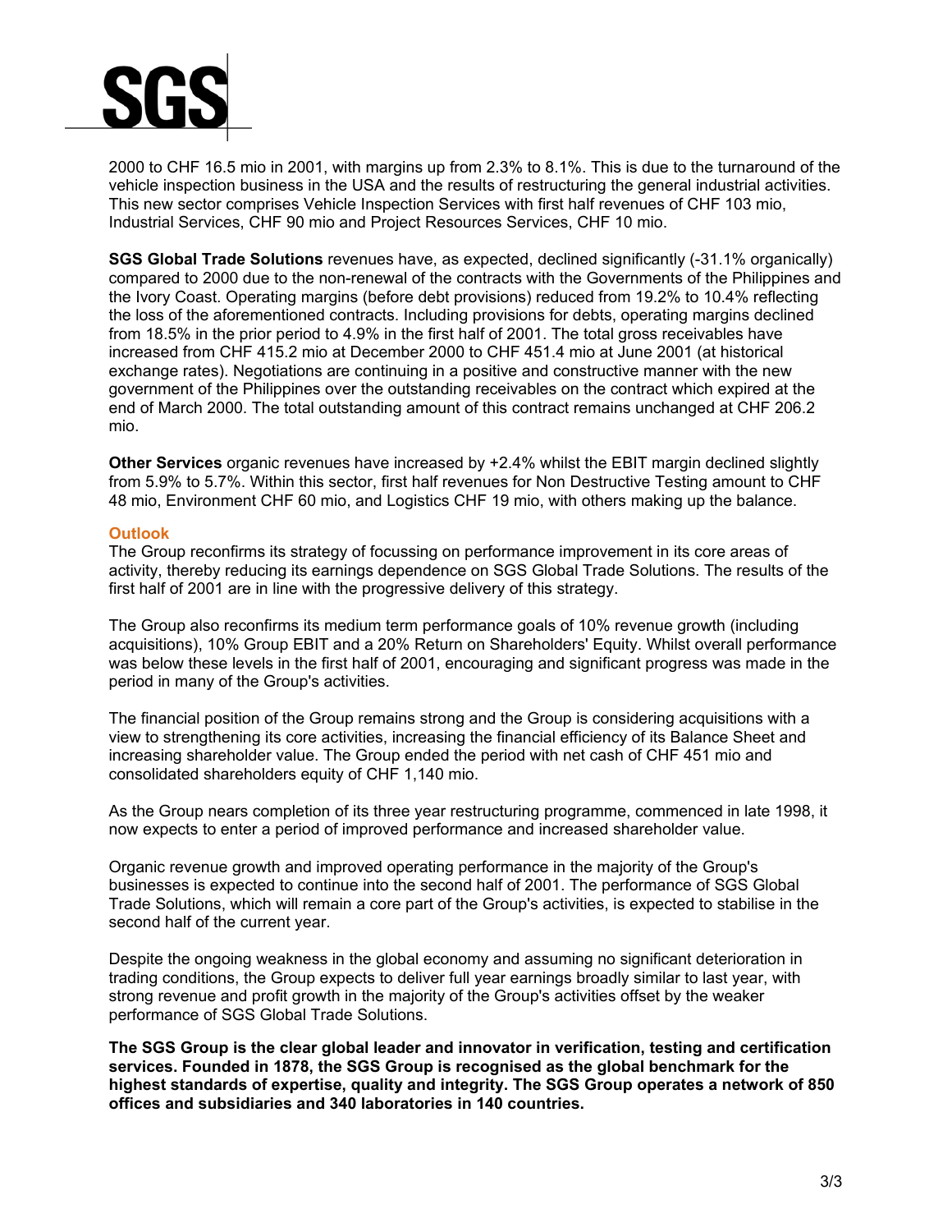2000 to CHF 16.5 mio in 2001, with margins up from 2.3% to 8.1%. This is due to the turnaround of the vehicle inspection business in the USA and the results of restructuring the general industrial activities. This new sector comprises Vehicle Inspection Services with first half revenues of CHF 103 mio, Industrial Services, CHF 90 mio and Project Resources Services, CHF 10 mio.

**SGS Global Trade Solutions** revenues have, as expected, declined significantly (-31.1% organically) compared to 2000 due to the non-renewal of the contracts with the Governments of the Philippines and the Ivory Coast. Operating margins (before debt provisions) reduced from 19.2% to 10.4% reflecting the loss of the aforementioned contracts. Including provisions for debts, operating margins declined from 18.5% in the prior period to 4.9% in the first half of 2001. The total gross receivables have increased from CHF 415.2 mio at December 2000 to CHF 451.4 mio at June 2001 (at historical exchange rates). Negotiations are continuing in a positive and constructive manner with the new government of the Philippines over the outstanding receivables on the contract which expired at the end of March 2000. The total outstanding amount of this contract remains unchanged at CHF 206.2 mio.

**Other Services** organic revenues have increased by +2.4% whilst the EBIT margin declined slightly from 5.9% to 5.7%. Within this sector, first half revenues for Non Destructive Testing amount to CHF 48 mio, Environment CHF 60 mio, and Logistics CHF 19 mio, with others making up the balance.

### Outlook

The Group reconfirms its strategy of focussing on performance improvement in its core areas of activity, thereby reducing its earnings dependence on SGS Global Trade Solutions. The results of the first half of 2001 are in line with the progressive delivery of this strategy.

The Group also reconfirms its medium term performance goals of 10% revenue growth (including acquisitions), 10% Group EBIT and a 20% Return on Shareholders' Equity. Whilst overall performance was below these levels in the first half of 2001, encouraging and significant progress was made in the period in many of the Group's activities.

The financial position of the Group remains strong and the Group is considering acquisitions with a view to strengthening its core activities, increasing the financial efficiency of its Balance Sheet and increasing shareholder value. The Group ended the period with net cash of CHF 451 mio and consolidated shareholders equity of CHF 1,140 mio.

As the Group nears completion of its three year restructuring programme, commenced in late 1998, it now expects to enter a period of improved performance and increased shareholder value.

Organic revenue growth and improved operating performance in the majority of the Group's businesses is expected to continue into the second half of 2001. The performance of SGS Global Trade Solutions, which will remain a core part of the Group's activities, is expected to stabilise in the second half of the current year.

Despite the ongoing weakness in the global economy and assuming no significant deterioration in trading conditions, the Group expects to deliver full year earnings broadly similar to last year, with strong revenue and profit growth in the majority of the Group's activities offset by the weaker performance of SGS Global Trade Solutions.

**The SGS Group is the clear global leader and innovator in verification, testing and certification services. Founded in 1878, the SGS Group is recognised as the global benchmark for the highest standards of expertise, quality and integrity. The SGS Group operates a network of 850 offices and subsidiaries and 340 laboratories in 140 countries.**